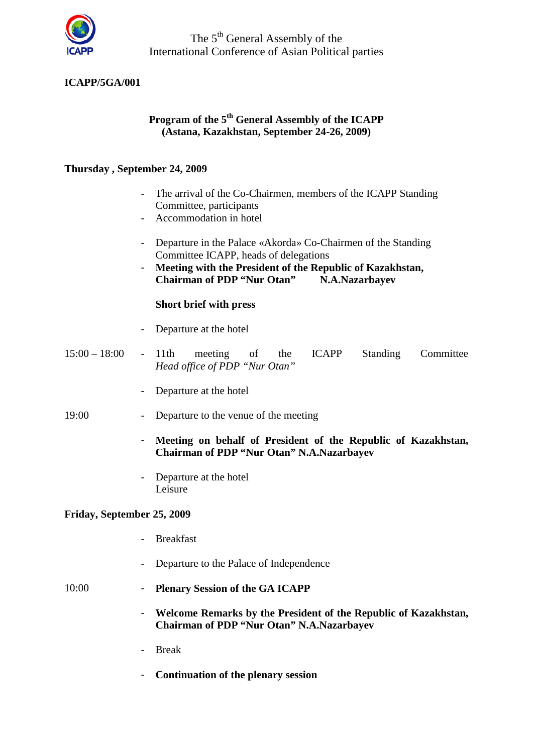The 5th General Assembly of the International Conference of Asian Political parties

**ICAPP/5GA/001**

**Program of the 5th General Assembly of the ICAPP**
**(Astana, Kazakhstan, September 24-26, 2009)**

**Thursday , September 24, 2009**

- The arrival of the Co-Chairmen, members of the ICAPP Standing Committee, participants
- Accommodation in hotel

- Departure in the Palace «Akorda» Co-Chairmen of the Standing Committee ICAPP, heads of delegations
- **Meeting with the President of the Republic of Kazakhstan, Chairman of PDP "Nur Otan" N.A.Nazarbayev**

  **Short brief with press**

- Departure at the hotel

15:00 – 18:00
- 11th meeting of the ICAPP Standing Committee
  *Head office of PDP "Nur Otan"*

- Departure at the hotel

19:00
- Departure to the venue of the meeting

- **Meeting on behalf of President of the Republic of Kazakhstan, Chairman of PDP "Nur Otan" N.A.Nazarbayev**

- Departure at the hotel
  Leisure

**Friday, September 25, 2009**

- Breakfast

- Departure to the Palace of Independence

10:00
- **Plenary Session of the GA ICAPP**

- **Welcome Remarks by the President of the Republic of Kazakhstan, Chairman of PDP "Nur Otan" N.A.Nazarbayev**

- Break

- **Continuation of the plenary session**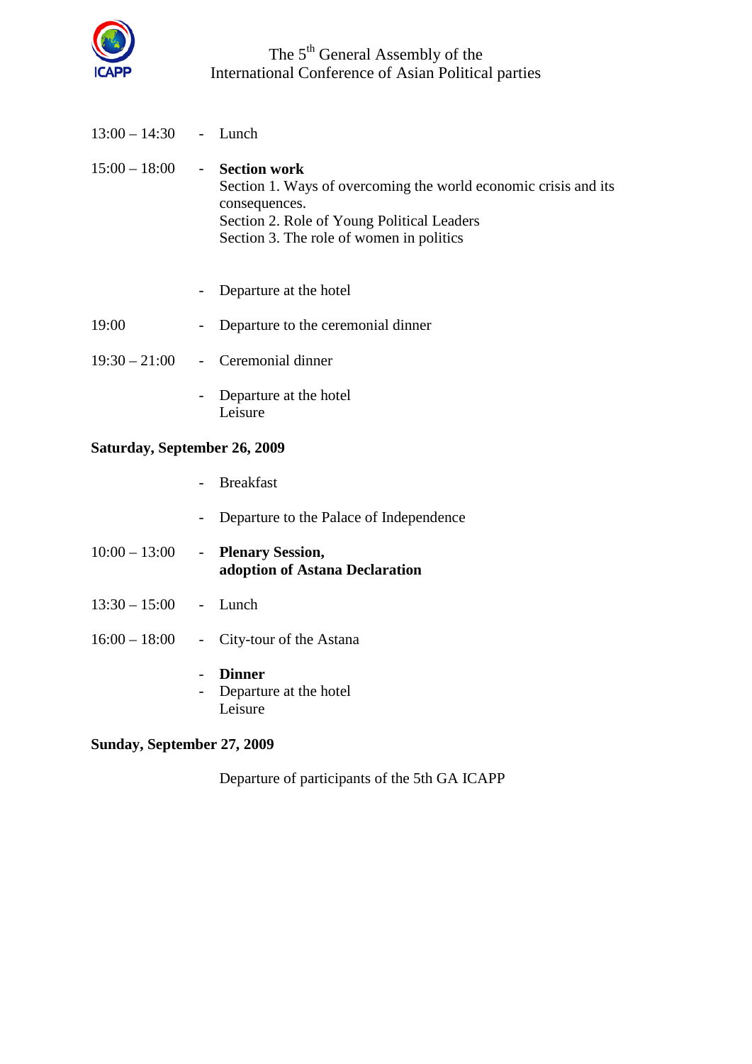| | | |
|---|---|---|
| 13:00 – 14:30 | - | Lunch |
| 15:00 – 18:00 | - | **Section work**<br>Section 1. Ways of overcoming the world economic crisis and its consequences.<br>Section 2. Role of Young Political Leaders<br>Section 3. The role of women in politics |
| | - | Departure at the hotel |
| 19:00 | - | Departure to the ceremonial dinner |
| 19:30 – 21:00 | - | Ceremonial dinner |
| | - | Departure at the hotel<br>Leisure |

**Saturday, September 26, 2009**

| | | |
|---|---|---|
| | - | Breakfast |
| | - | Departure to the Palace of Independence |
| 10:00 – 13:00 | - | **Plenary Session,**<br>**adoption of Astana Declaration** |
| 13:30 – 15:00 | - | Lunch |
| 16:00 – 18:00 | - | City-tour of the Astana |
| | - | **Dinner** |
| | - | Departure at the hotel<br>Leisure |

**Sunday, September 27, 2009**

Departure of participants of the 5th GA ICAPP